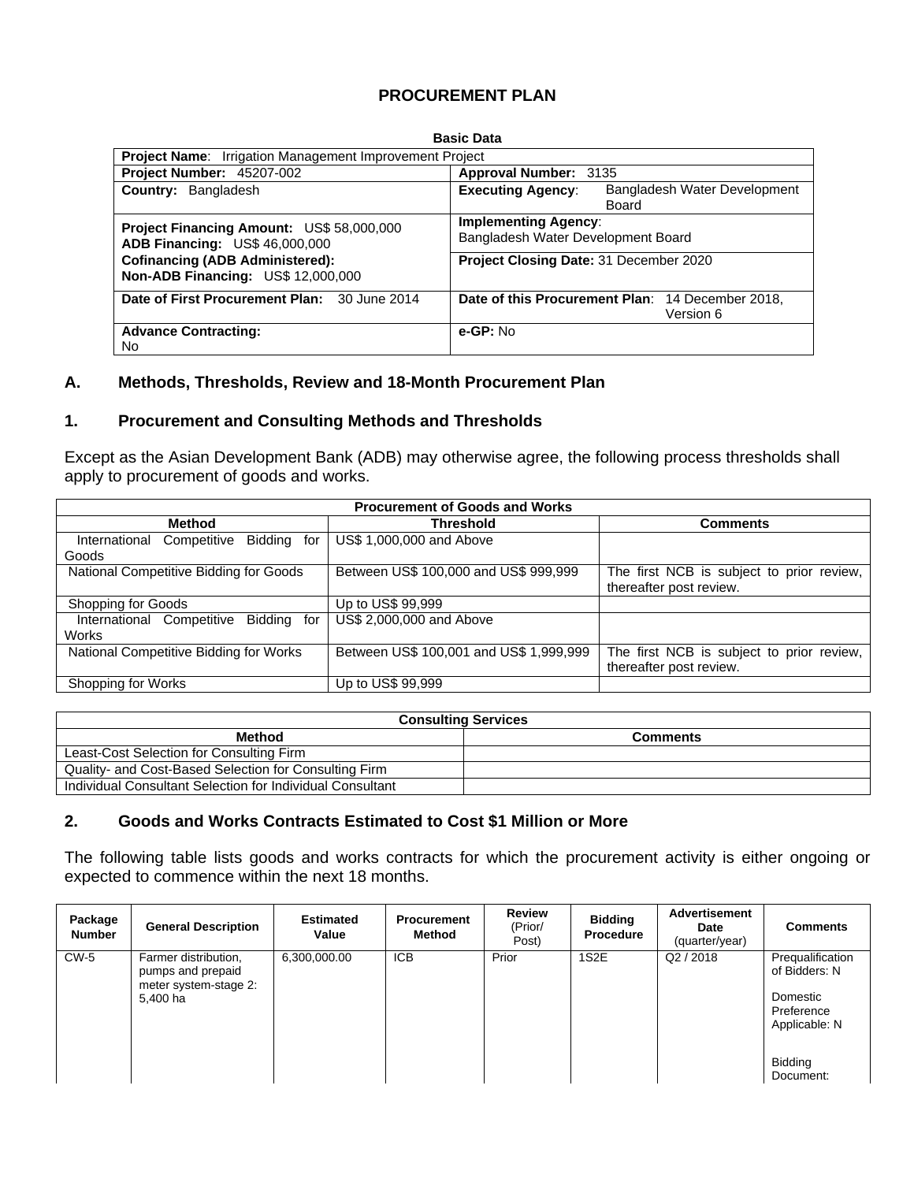# PROCUREMENT PLAN

**Basic Data**

| | |
|---|---|
| **Project Name**: Irrigation Management Improvement Project | |
| **Project Number:** 45207-002 | **Approval Number:** 3135 |
| **Country:** Bangladesh | **Executing Agency**: Bangladesh Water Development Board |
| **Project Financing Amount:** US$ 58,000,000<br>**ADB Financing:** US$ 46,000,000 | **Implementing Agency**:<br>Bangladesh Water Development Board |
| **Cofinancing (ADB Administered):**<br>**Non-ADB Financing:** US$ 12,000,000 | **Project Closing Date:** 31 December 2020 |
| **Date of First Procurement Plan:** 30 June 2014 | **Date of this Procurement Plan**: 14 December 2018, Version 6 |
| **Advance Contracting:**<br>No | **e-GP:** No |

## A. Methods, Thresholds, Review and 18-Month Procurement Plan

### 1. Procurement and Consulting Methods and Thresholds

Except as the Asian Development Bank (ADB) may otherwise agree, the following process thresholds shall apply to procurement of goods and works.

| Procurement of Goods and Works | | |
|---|---|---|
| **Method** | **Threshold** | **Comments** |
| International Competitive Bidding for Goods | US$ 1,000,000 and Above | |
| National Competitive Bidding for Goods | Between US$ 100,000 and US$ 999,999 | The first NCB is subject to prior review, thereafter post review. |
| Shopping for Goods | Up to US$ 99,999 | |
| International Competitive Bidding for Works | US$ 2,000,000 and Above | |
| National Competitive Bidding for Works | Between US$ 100,001 and US$ 1,999,999 | The first NCB is subject to prior review, thereafter post review. |
| Shopping for Works | Up to US$ 99,999 | |

| Consulting Services | |
|---|---|
| **Method** | **Comments** |
| Least-Cost Selection for Consulting Firm | |
| Quality- and Cost-Based Selection for Consulting Firm | |
| Individual Consultant Selection for Individual Consultant | |

### 2. Goods and Works Contracts Estimated to Cost $1 Million or More

The following table lists goods and works contracts for which the procurement activity is either ongoing or expected to commence within the next 18 months.

| Package Number | General Description | Estimated Value | Procurement Method | Review (Prior/ Post) | Bidding Procedure | Advertisement Date (quarter/year) | Comments |
|---|---|---|---|---|---|---|---|
| CW-5 | Farmer distribution, pumps and prepaid meter system-stage 2: 5,400 ha | 6,300,000.00 | ICB | Prior | 1S2E | Q2 / 2018 | Prequalification of Bidders: N<br><br>Domestic Preference Applicable: N<br><br>Bidding Document: |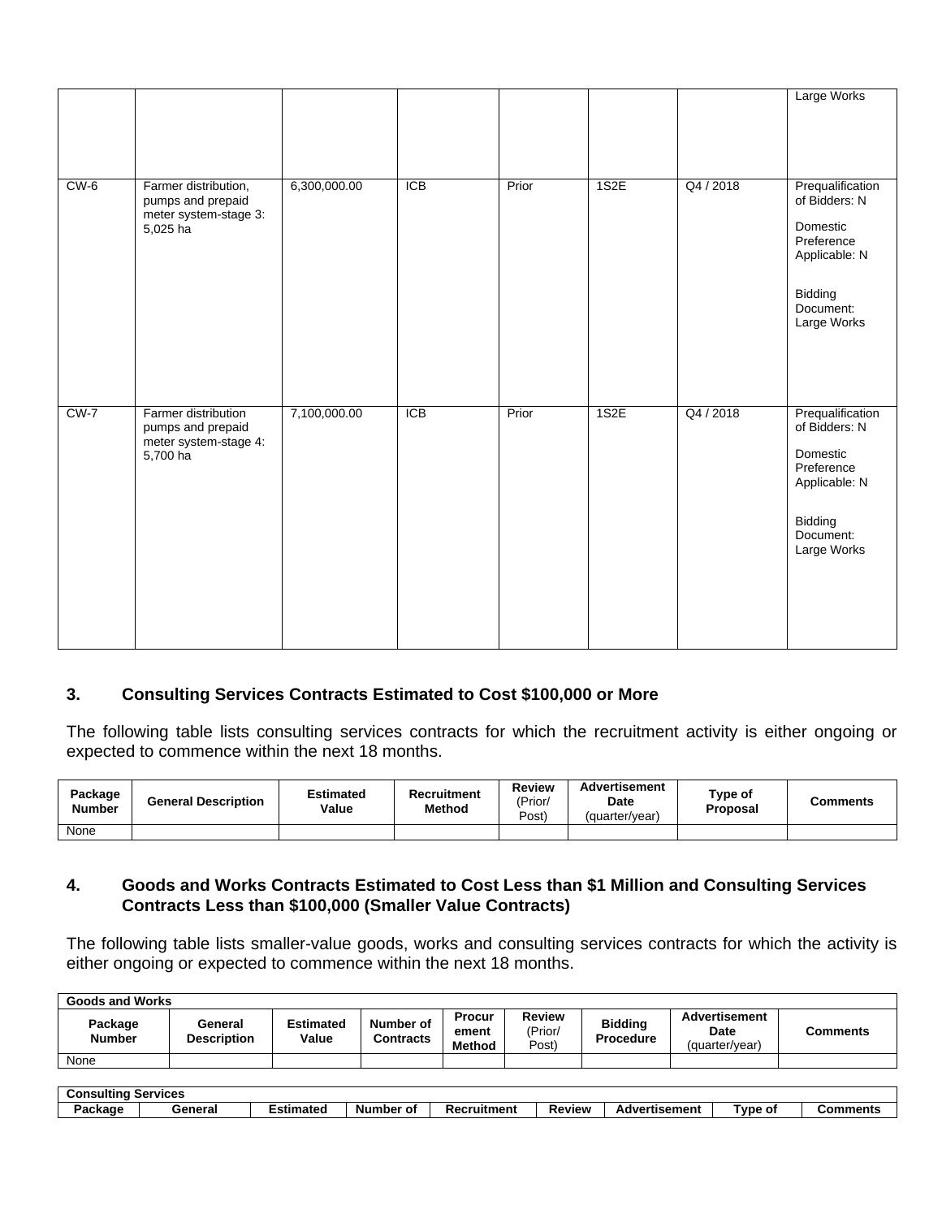| | | | | | | | Large Works |
|---|---|---|---|---|---|---|---|
| CW-6 | Farmer distribution, pumps and prepaid meter system-stage 3: 5,025 ha | 6,300,000.00 | ICB | Prior | 1S2E | Q4 / 2018 | Prequalification of Bidders: N<br><br>Domestic Preference Applicable: N<br><br>Bidding Document: Large Works |
| CW-7 | Farmer distribution pumps and prepaid meter system-stage 4: 5,700 ha | 7,100,000.00 | ICB | Prior | 1S2E | Q4 / 2018 | Prequalification of Bidders: N<br><br>Domestic Preference Applicable: N<br><br>Bidding Document: Large Works |

## 3. Consulting Services Contracts Estimated to Cost $100,000 or More

The following table lists consulting services contracts for which the recruitment activity is either ongoing or expected to commence within the next 18 months.

| Package Number | General Description | Estimated Value | Recruitment Method | Review (Prior/ Post) | Advertisement Date (quarter/year) | Type of Proposal | Comments |
|---|---|---|---|---|---|---|---|
| None | | | | | | | |

## 4. Goods and Works Contracts Estimated to Cost Less than $1 Million and Consulting Services Contracts Less than $100,000 (Smaller Value Contracts)

The following table lists smaller-value goods, works and consulting services contracts for which the activity is either ongoing or expected to commence within the next 18 months.

| Goods and Works | | | | | | | | |
|---|---|---|---|---|---|---|---|---|
| Package Number | General Description | Estimated Value | Number of Contracts | Procurement Method | Review (Prior/ Post) | Bidding Procedure | Advertisement Date (quarter/year) | Comments |
| None | | | | | | | | |

| Consulting Services | | | | | | | | |
|---|---|---|---|---|---|---|---|---|
| Package | General | Estimated | Number of | Recruitment | Review | Advertisement | Type of | Comments |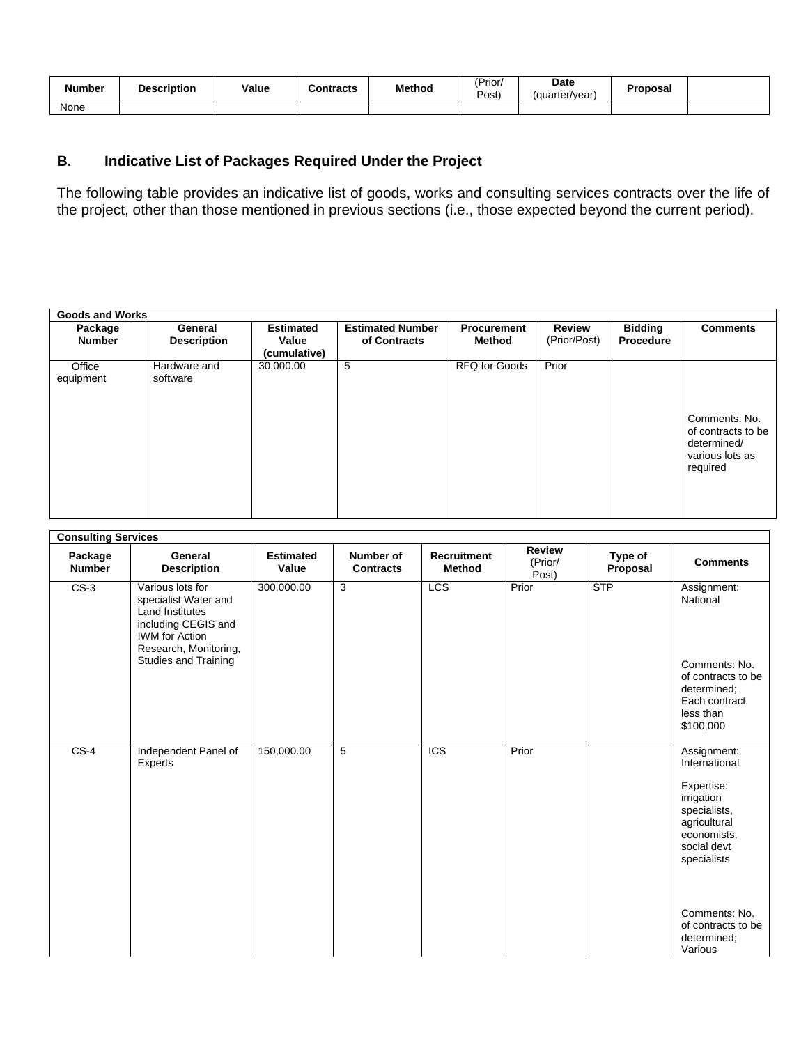| Number | Description | Value | Contracts | Method | (Prior/ Post) | Date (quarter/year) | Proposal | |
|---|---|---|---|---|---|---|---|---|
| None | | | | | | | | |

## B. Indicative List of Packages Required Under the Project

The following table provides an indicative list of goods, works and consulting services contracts over the life of the project, other than those mentioned in previous sections (i.e., those expected beyond the current period).

| **Goods and Works** | | | | | | | |
|---|---|---|---|---|---|---|---|
| **Package Number** | **General Description** | **Estimated Value (cumulative)** | **Estimated Number of Contracts** | **Procurement Method** | **Review** (Prior/Post) | **Bidding Procedure** | **Comments** |
| Office equipment | Hardware and software | 30,000.00 | 5 | RFQ for Goods | Prior | | Comments: No. of contracts to be determined/ various lots as required |

| **Consulting Services** | | | | | | | |
|---|---|---|---|---|---|---|---|
| **Package Number** | **General Description** | **Estimated Value** | **Number of Contracts** | **Recruitment Method** | **Review** (Prior/ Post) | **Type of Proposal** | **Comments** |
| CS-3 | Various lots for specialist Water and Land Institutes including CEGIS and IWM for Action Research, Monitoring, Studies and Training | 300,000.00 | 3 | LCS | Prior | STP | Assignment: National<br><br>Comments: No. of contracts to be determined; Each contract less than $100,000 |
| CS-4 | Independent Panel of Experts | 150,000.00 | 5 | ICS | Prior | | Assignment: International<br><br>Expertise: irrigation specialists, agricultural economists, social devt specialists<br><br>Comments: No. of contracts to be determined; Various |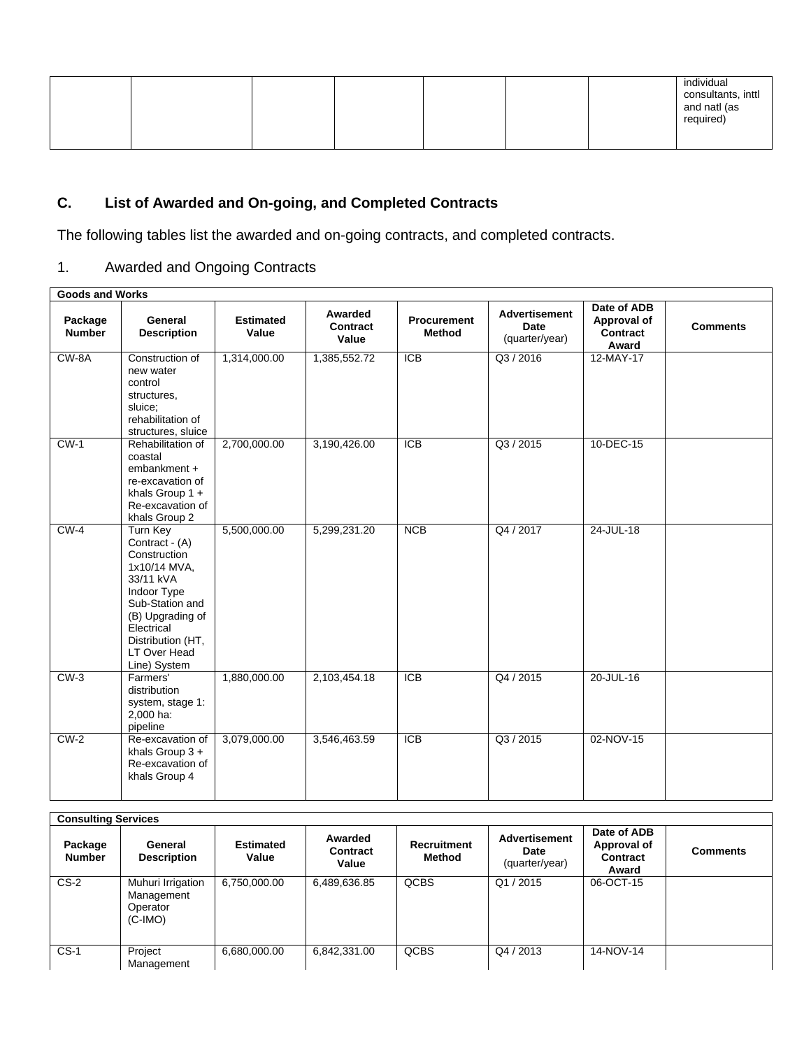| | | | | | | | individual consultants, inttl and natl (as required) |
|---|---|---|---|---|---|---|---|

## C. List of Awarded and On-going, and Completed Contracts

The following tables list the awarded and on-going contracts, and completed contracts.

1. Awarded and Ongoing Contracts

| Goods and Works | | | | | | | |
|---|---|---|---|---|---|---|---|
| **Package Number** | **General Description** | **Estimated Value** | **Awarded Contract Value** | **Procurement Method** | **Advertisement Date** (quarter/year) | **Date of ADB Approval of Contract Award** | **Comments** |
| CW-8A | Construction of new water control structures, sluice; rehabilitation of structures, sluice | 1,314,000.00 | 1,385,552.72 | ICB | Q3 / 2016 | 12-MAY-17 | |
| CW-1 | Rehabilitation of coastal embankment + re-excavation of khals Group 1 + Re-excavation of khals Group 2 | 2,700,000.00 | 3,190,426.00 | ICB | Q3 / 2015 | 10-DEC-15 | |
| CW-4 | Turn Key Contract - (A) Construction 1x10/14 MVA, 33/11 kVA Indoor Type Sub-Station and (B) Upgrading of Electrical Distribution (HT, LT Over Head Line) System | 5,500,000.00 | 5,299,231.20 | NCB | Q4 / 2017 | 24-JUL-18 | |
| CW-3 | Farmers' distribution system, stage 1: 2,000 ha: pipeline | 1,880,000.00 | 2,103,454.18 | ICB | Q4 / 2015 | 20-JUL-16 | |
| CW-2 | Re-excavation of khals Group 3 + Re-excavation of khals Group 4 | 3,079,000.00 | 3,546,463.59 | ICB | Q3 / 2015 | 02-NOV-15 | |

| Consulting Services | | | | | | | |
|---|---|---|---|---|---|---|---|
| **Package Number** | **General Description** | **Estimated Value** | **Awarded Contract Value** | **Recruitment Method** | **Advertisement Date** (quarter/year) | **Date of ADB Approval of Contract Award** | **Comments** |
| CS-2 | Muhuri Irrigation Management Operator (C-IMO) | 6,750,000.00 | 6,489,636.85 | QCBS | Q1 / 2015 | 06-OCT-15 | |
| CS-1 | Project Management | 6,680,000.00 | 6,842,331.00 | QCBS | Q4 / 2013 | 14-NOV-14 | |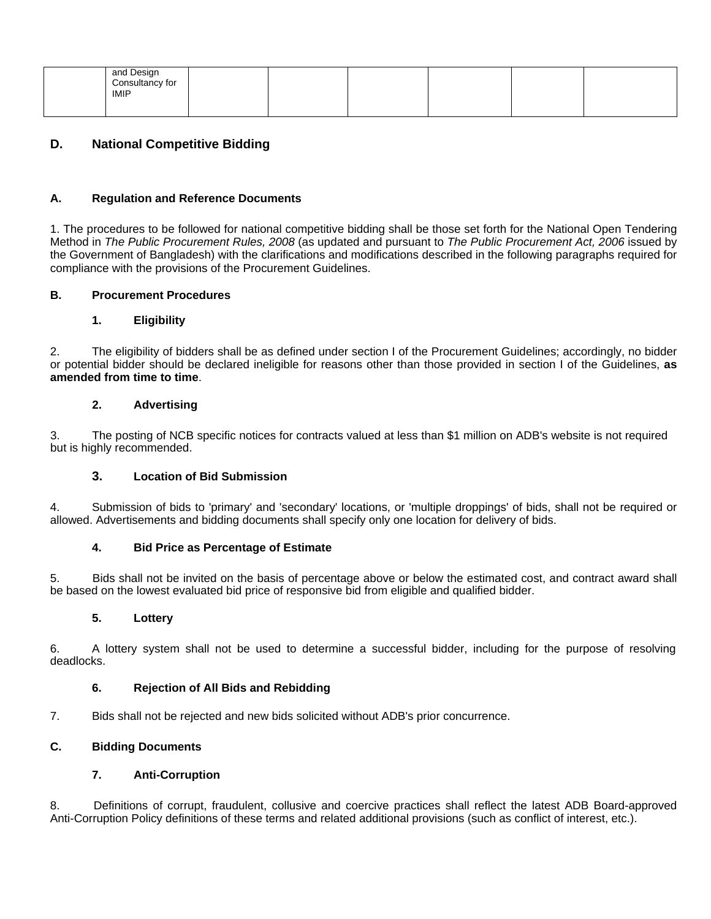|  | and Design Consultancy for IMIP |  |  |  |  |  |  |
|---|---|---|---|---|---|---|---|

## D. National Competitive Bidding

### A. Regulation and Reference Documents

1. The procedures to be followed for national competitive bidding shall be those set forth for the National Open Tendering Method in *The Public Procurement Rules, 2008* (as updated and pursuant to *The Public Procurement Act, 2006* issued by the Government of Bangladesh) with the clarifications and modifications described in the following paragraphs required for compliance with the provisions of the Procurement Guidelines.

### B. Procurement Procedures

#### 1. Eligibility

2. The eligibility of bidders shall be as defined under section I of the Procurement Guidelines; accordingly, no bidder or potential bidder should be declared ineligible for reasons other than those provided in section I of the Guidelines, **as amended from time to time**.

#### 2. Advertising

3. The posting of NCB specific notices for contracts valued at less than $1 million on ADB's website is not required but is highly recommended.

#### 3. Location of Bid Submission

4. Submission of bids to 'primary' and 'secondary' locations, or 'multiple droppings' of bids, shall not be required or allowed. Advertisements and bidding documents shall specify only one location for delivery of bids.

#### 4. Bid Price as Percentage of Estimate

5. Bids shall not be invited on the basis of percentage above or below the estimated cost, and contract award shall be based on the lowest evaluated bid price of responsive bid from eligible and qualified bidder.

#### 5. Lottery

6. A lottery system shall not be used to determine a successful bidder, including for the purpose of resolving deadlocks.

#### 6. Rejection of All Bids and Rebidding

7. Bids shall not be rejected and new bids solicited without ADB's prior concurrence.

### C. Bidding Documents

#### 7. Anti-Corruption

8. Definitions of corrupt, fraudulent, collusive and coercive practices shall reflect the latest ADB Board-approved Anti-Corruption Policy definitions of these terms and related additional provisions (such as conflict of interest, etc.).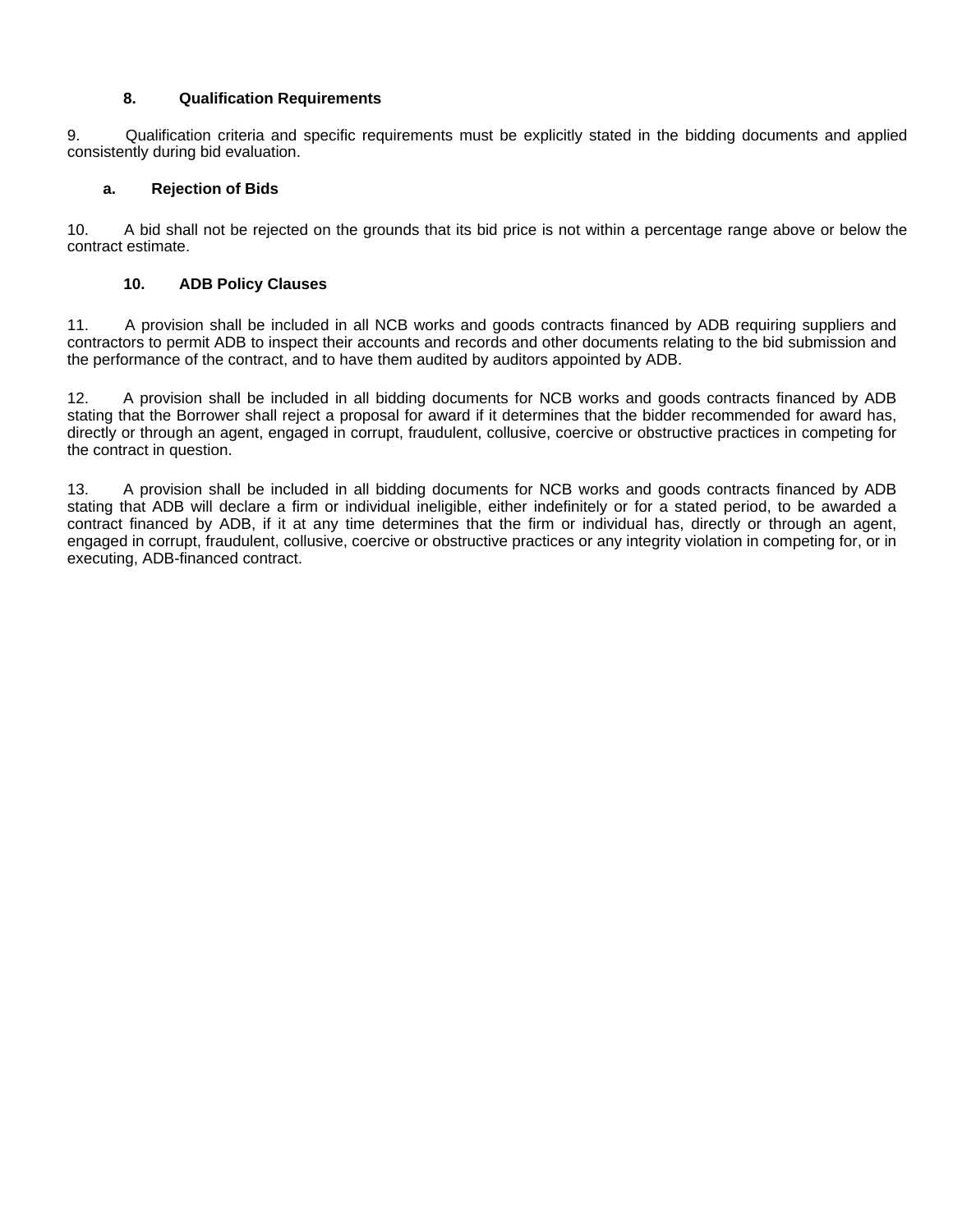### 8. Qualification Requirements

9. Qualification criteria and specific requirements must be explicitly stated in the bidding documents and applied consistently during bid evaluation.

### a. Rejection of Bids

10. A bid shall not be rejected on the grounds that its bid price is not within a percentage range above or below the contract estimate.

### 10. ADB Policy Clauses

11. A provision shall be included in all NCB works and goods contracts financed by ADB requiring suppliers and contractors to permit ADB to inspect their accounts and records and other documents relating to the bid submission and the performance of the contract, and to have them audited by auditors appointed by ADB.

12. A provision shall be included in all bidding documents for NCB works and goods contracts financed by ADB stating that the Borrower shall reject a proposal for award if it determines that the bidder recommended for award has, directly or through an agent, engaged in corrupt, fraudulent, collusive, coercive or obstructive practices in competing for the contract in question.

13. A provision shall be included in all bidding documents for NCB works and goods contracts financed by ADB stating that ADB will declare a firm or individual ineligible, either indefinitely or for a stated period, to be awarded a contract financed by ADB, if it at any time determines that the firm or individual has, directly or through an agent, engaged in corrupt, fraudulent, collusive, coercive or obstructive practices or any integrity violation in competing for, or in executing, ADB-financed contract.